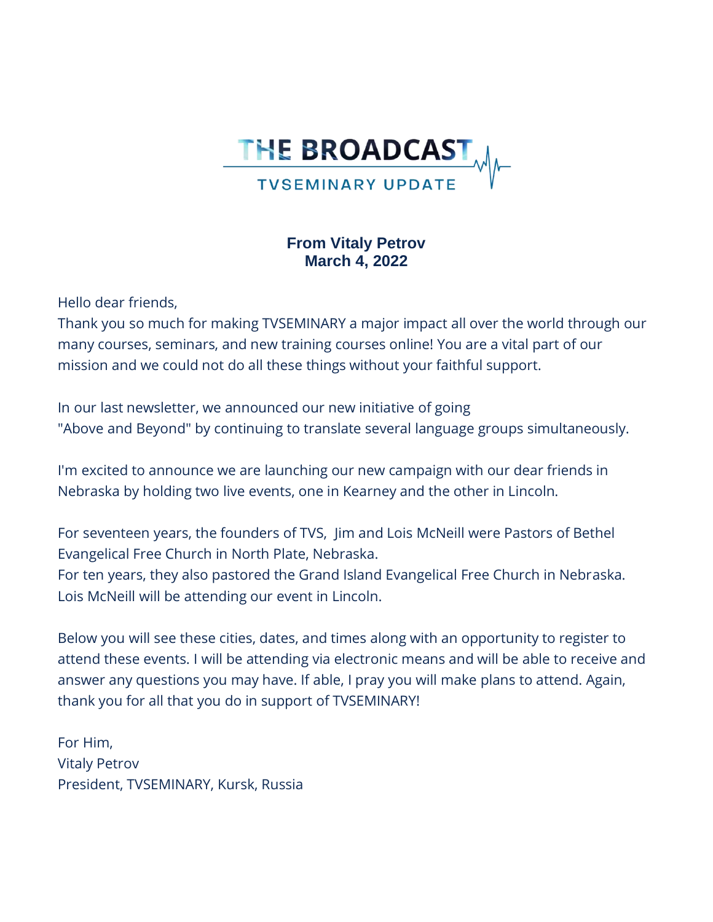# THE BROADCAST

## TVSEMINARY UPDATE

**From Vitaly Petrov**
**March 4, 2022**

Hello dear friends,
Thank you so much for making TVSEMINARY a major impact all over the world through our many courses, seminars, and new training courses online! You are a vital part of our mission and we could not do all these things without your faithful support.

In our last newsletter, we announced our new initiative of going "Above and Beyond" by continuing to translate several language groups simultaneously.

I'm excited to announce we are launching our new campaign with our dear friends in Nebraska by holding two live events, one in Kearney and the other in Lincoln.

For seventeen years, the founders of TVS, Jim and Lois McNeill were Pastors of Bethel Evangelical Free Church in North Plate, Nebraska.
For ten years, they also pastored the Grand Island Evangelical Free Church in Nebraska.
Lois McNeill will be attending our event in Lincoln.

Below you will see these cities, dates, and times along with an opportunity to register to attend these events. I will be attending via electronic means and will be able to receive and answer any questions you may have. If able, I pray you will make plans to attend. Again, thank you for all that you do in support of TVSEMINARY!

For Him,
Vitaly Petrov
President, TVSEMINARY, Kursk, Russia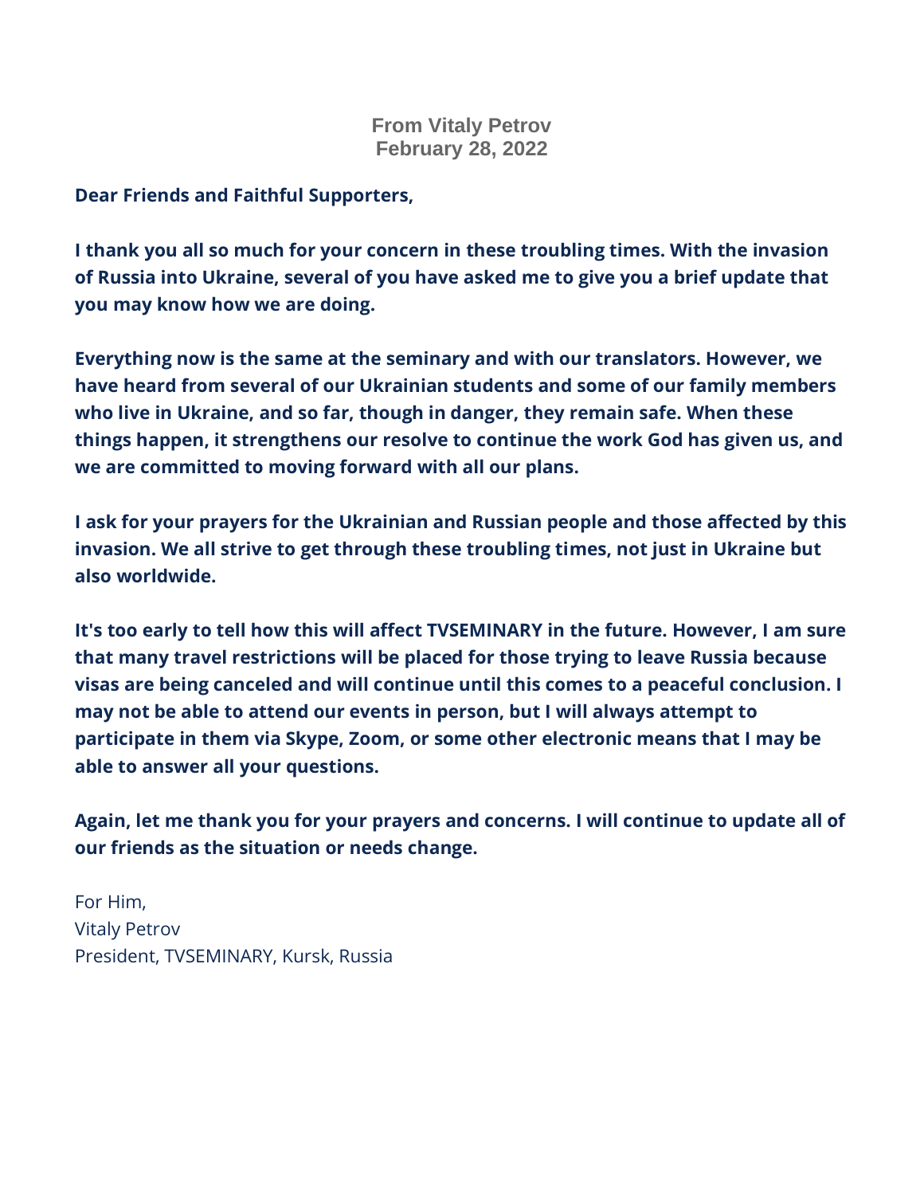**From Vitaly Petrov**
**February 28, 2022**

**Dear Friends and Faithful Supporters,**

**I thank you all so much for your concern in these troubling times. With the invasion of Russia into Ukraine, several of you have asked me to give you a brief update that you may know how we are doing.**

**Everything now is the same at the seminary and with our translators. However, we have heard from several of our Ukrainian students and some of our family members who live in Ukraine, and so far, though in danger, they remain safe. When these things happen, it strengthens our resolve to continue the work God has given us, and we are committed to moving forward with all our plans.**

**I ask for your prayers for the Ukrainian and Russian people and those affected by this invasion. We all strive to get through these troubling times, not just in Ukraine but also worldwide.**

**It's too early to tell how this will affect TVSEMINARY in the future. However, I am sure that many travel restrictions will be placed for those trying to leave Russia because visas are being canceled and will continue until this comes to a peaceful conclusion. I may not be able to attend our events in person, but I will always attempt to participate in them via Skype, Zoom, or some other electronic means that I may be able to answer all your questions.**

**Again, let me thank you for your prayers and concerns. I will continue to update all of our friends as the situation or needs change.**

For Him,
Vitaly Petrov
President, TVSEMINARY, Kursk, Russia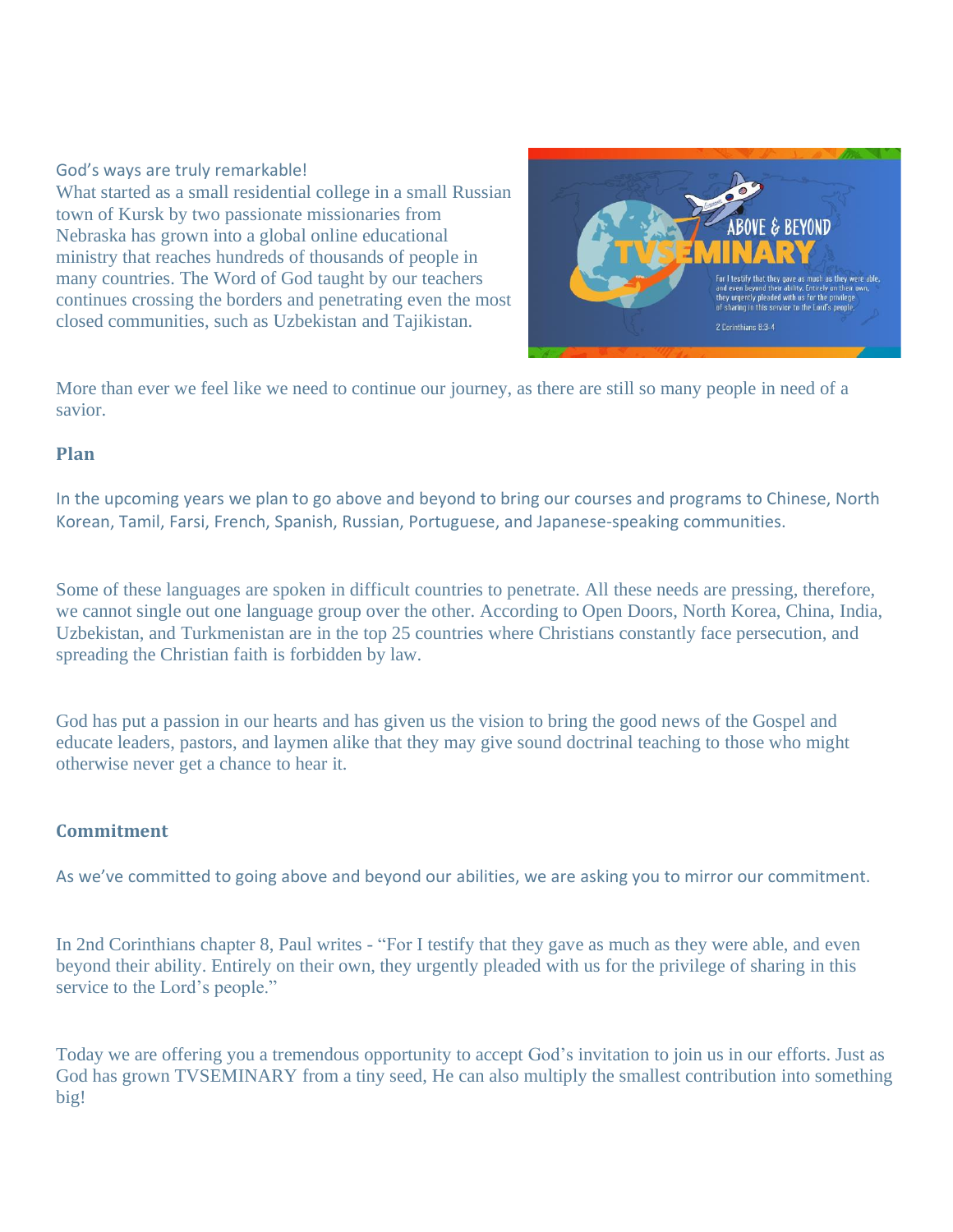God's ways are truly remarkable!

What started as a small residential college in a small Russian town of Kursk by two passionate missionaries from Nebraska has grown into a global online educational ministry that reaches hundreds of thousands of people in many countries. The Word of God taught by our teachers continues crossing the borders and penetrating even the most closed communities, such as Uzbekistan and Tajikistan.

More than ever we feel like we need to continue our journey, as there are still so many people in need of a savior.

## Plan

In the upcoming years we plan to go above and beyond to bring our courses and programs to Chinese, North Korean, Tamil, Farsi, French, Spanish, Russian, Portuguese, and Japanese-speaking communities.

Some of these languages are spoken in difficult countries to penetrate. All these needs are pressing, therefore, we cannot single out one language group over the other. According to Open Doors, North Korea, China, India, Uzbekistan, and Turkmenistan are in the top 25 countries where Christians constantly face persecution, and spreading the Christian faith is forbidden by law.

God has put a passion in our hearts and has given us the vision to bring the good news of the Gospel and educate leaders, pastors, and laymen alike that they may give sound doctrinal teaching to those who might otherwise never get a chance to hear it.

## Commitment

As we've committed to going above and beyond our abilities, we are asking you to mirror our commitment.

In 2nd Corinthians chapter 8, Paul writes - "For I testify that they gave as much as they were able, and even beyond their ability. Entirely on their own, they urgently pleaded with us for the privilege of sharing in this service to the Lord's people."

Today we are offering you a tremendous opportunity to accept God's invitation to join us in our efforts. Just as God has grown TVSEMINARY from a tiny seed, He can also multiply the smallest contribution into something big!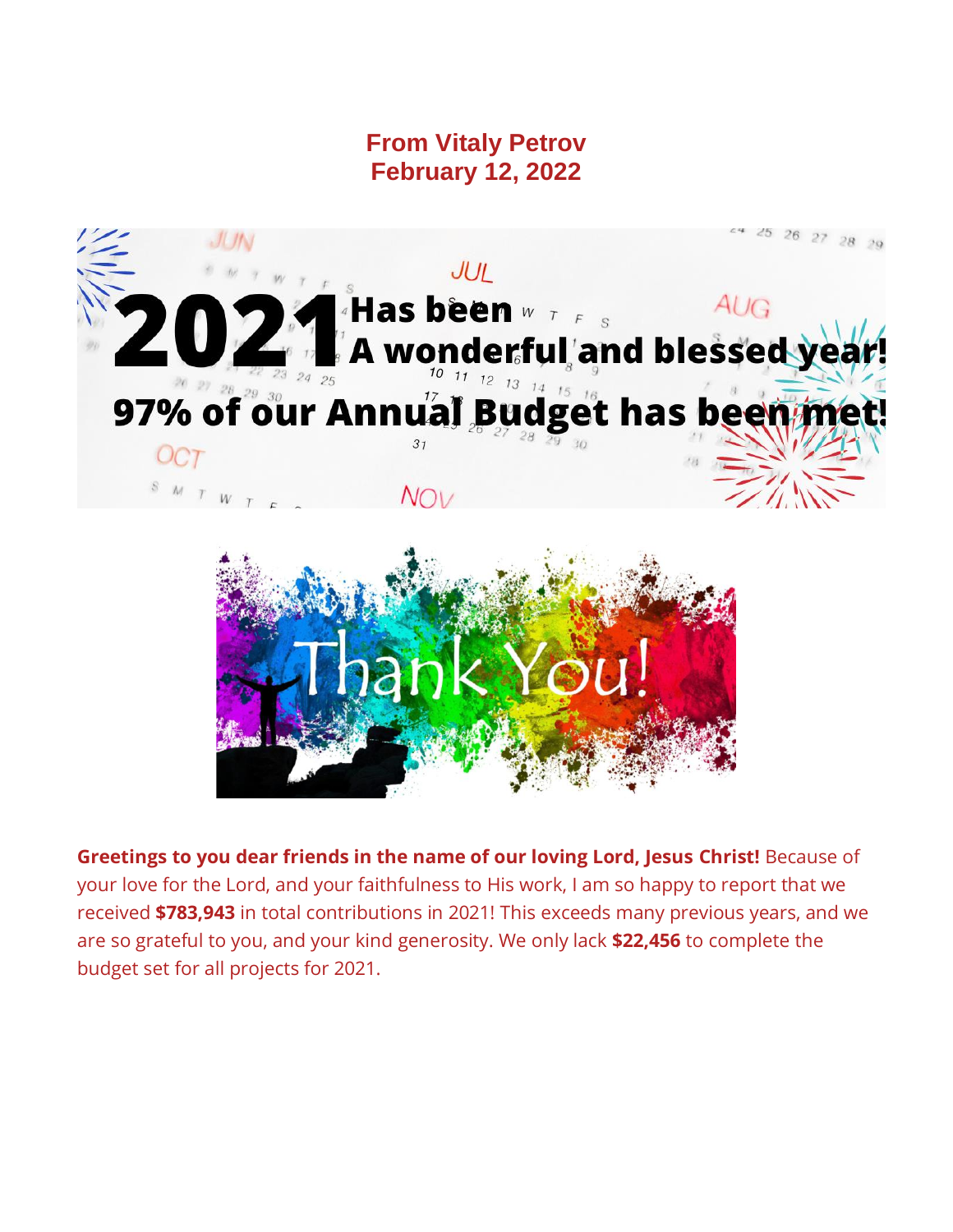**From Vitaly Petrov**
**February 12, 2022**

**2021 Has been A wonderful and blessed year!**

**97% of our Annual Budget has been met!**

Thank You!

**Greetings to you dear friends in the name of our loving Lord, Jesus Christ!** Because of your love for the Lord, and your faithfulness to His work, I am so happy to report that we received **$783,943** in total contributions in 2021! This exceeds many previous years, and we are so grateful to you, and your kind generosity. We only lack **$22,456** to complete the budget set for all projects for 2021.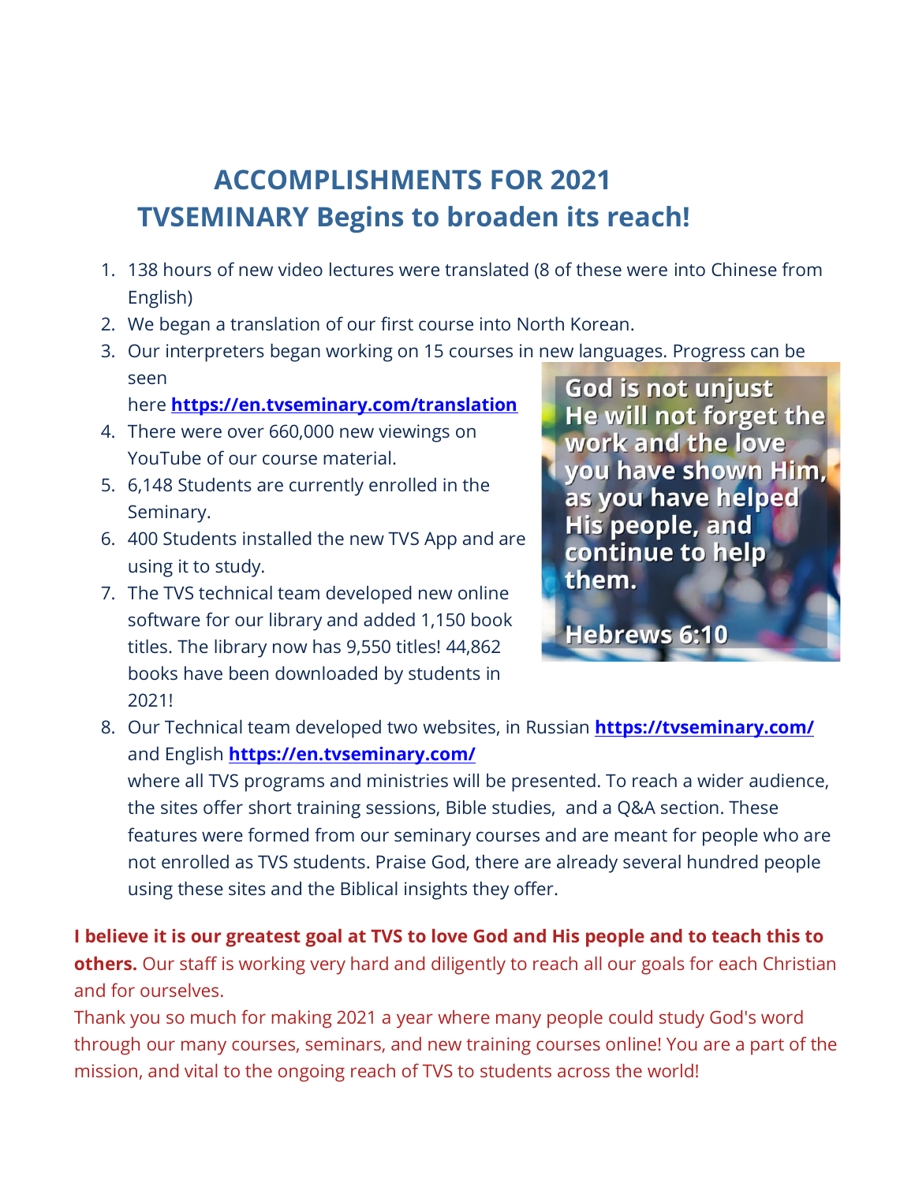# ACCOMPLISHMENTS FOR 2021
# TVSEMINARY Begins to broaden its reach!

1. 138 hours of new video lectures were translated (8 of these were into Chinese from English)
2. We began a translation of our first course into North Korean.
3. Our interpreters began working on 15 courses in new languages. Progress can be seen here **https://en.tvseminary.com/translation**
4. There were over 660,000 new viewings on YouTube of our course material.
5. 6,148 Students are currently enrolled in the Seminary.
6. 400 Students installed the new TVS App and are using it to study.
7. The TVS technical team developed new online software for our library and added 1,150 book titles. The library now has 9,550 titles! 44,862 books have been downloaded by students in 2021!
8. Our Technical team developed two websites, in Russian **https://tvseminary.com/** and English **https://en.tvseminary.com/** where all TVS programs and ministries will be presented. To reach a wider audience, the sites offer short training sessions, Bible studies, and a Q&A section. These features were formed from our seminary courses and are meant for people who are not enrolled as TVS students. Praise God, there are already several hundred people using these sites and the Biblical insights they offer.

**God is not unjust He will not forget the work and the love you have shown Him, as you have helped His people, and continue to help them.**

**Hebrews 6:10**

**I believe it is our greatest goal at TVS to love God and His people and to teach this to others.** Our staff is working very hard and diligently to reach all our goals for each Christian and for ourselves.

Thank you so much for making 2021 a year where many people could study God's word through our many courses, seminars, and new training courses online! You are a part of the mission, and vital to the ongoing reach of TVS to students across the world!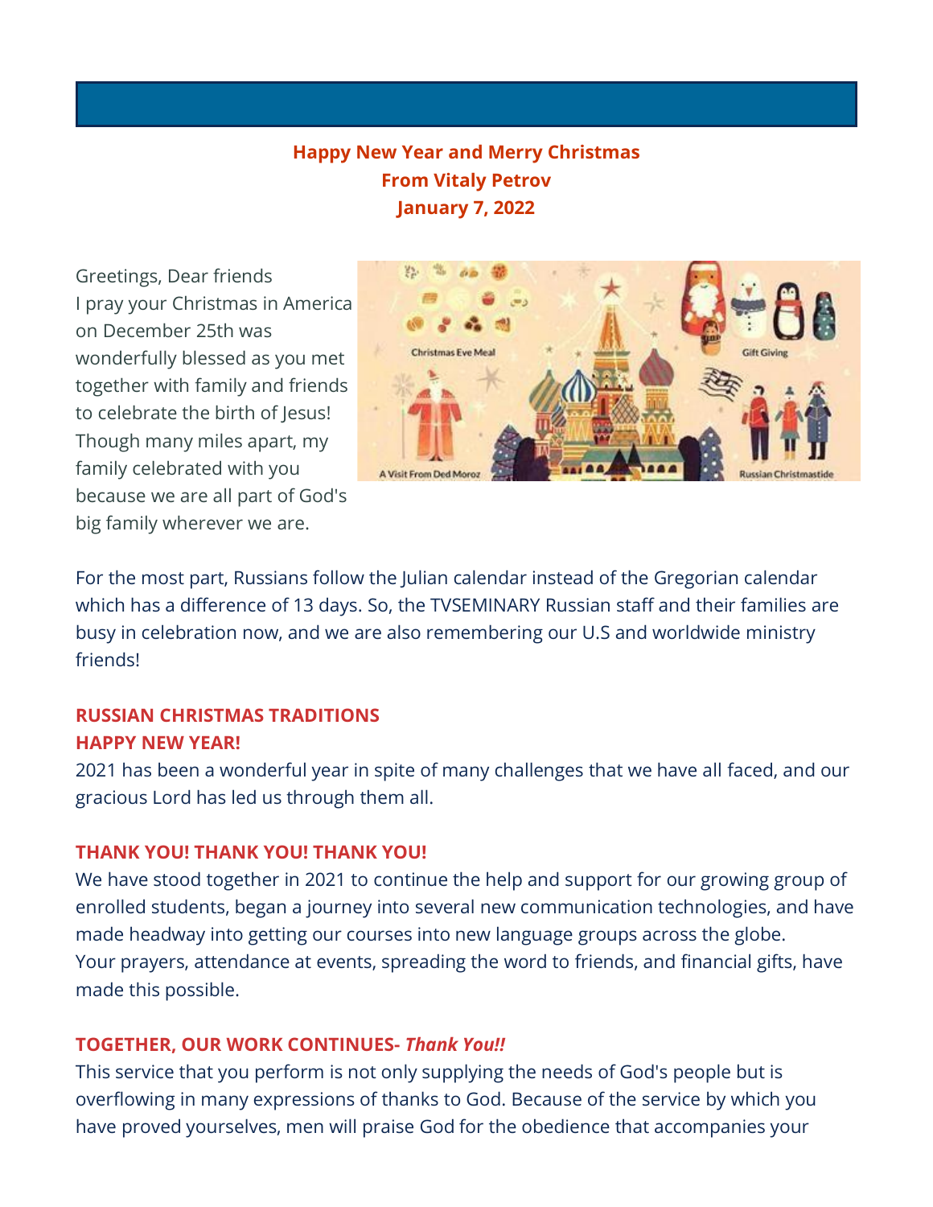**Happy New Year and Merry Christmas**
**From Vitaly Petrov**
**January 7, 2022**

Greetings, Dear friends
I pray your Christmas in America on December 25th was wonderfully blessed as you met together with family and friends to celebrate the birth of Jesus! Though many miles apart, my family celebrated with you because we are all part of God's big family wherever we are.

For the most part, Russians follow the Julian calendar instead of the Gregorian calendar which has a difference of 13 days. So, the TVSEMINARY Russian staff and their families are busy in celebration now, and we are also remembering our U.S and worldwide ministry friends!

**RUSSIAN CHRISTMAS TRADITIONS**

**HAPPY NEW YEAR!**

2021 has been a wonderful year in spite of many challenges that we have all faced, and our gracious Lord has led us through them all.

**THANK YOU! THANK YOU! THANK YOU!**

We have stood together in 2021 to continue the help and support for our growing group of enrolled students, began a journey into several new communication technologies, and have made headway into getting our courses into new language groups across the globe.
Your prayers, attendance at events, spreading the word to friends, and financial gifts, have made this possible.

**TOGETHER, OUR WORK CONTINUES-** ***Thank You!!***

This service that you perform is not only supplying the needs of God's people but is overflowing in many expressions of thanks to God. Because of the service by which you have proved yourselves, men will praise God for the obedience that accompanies your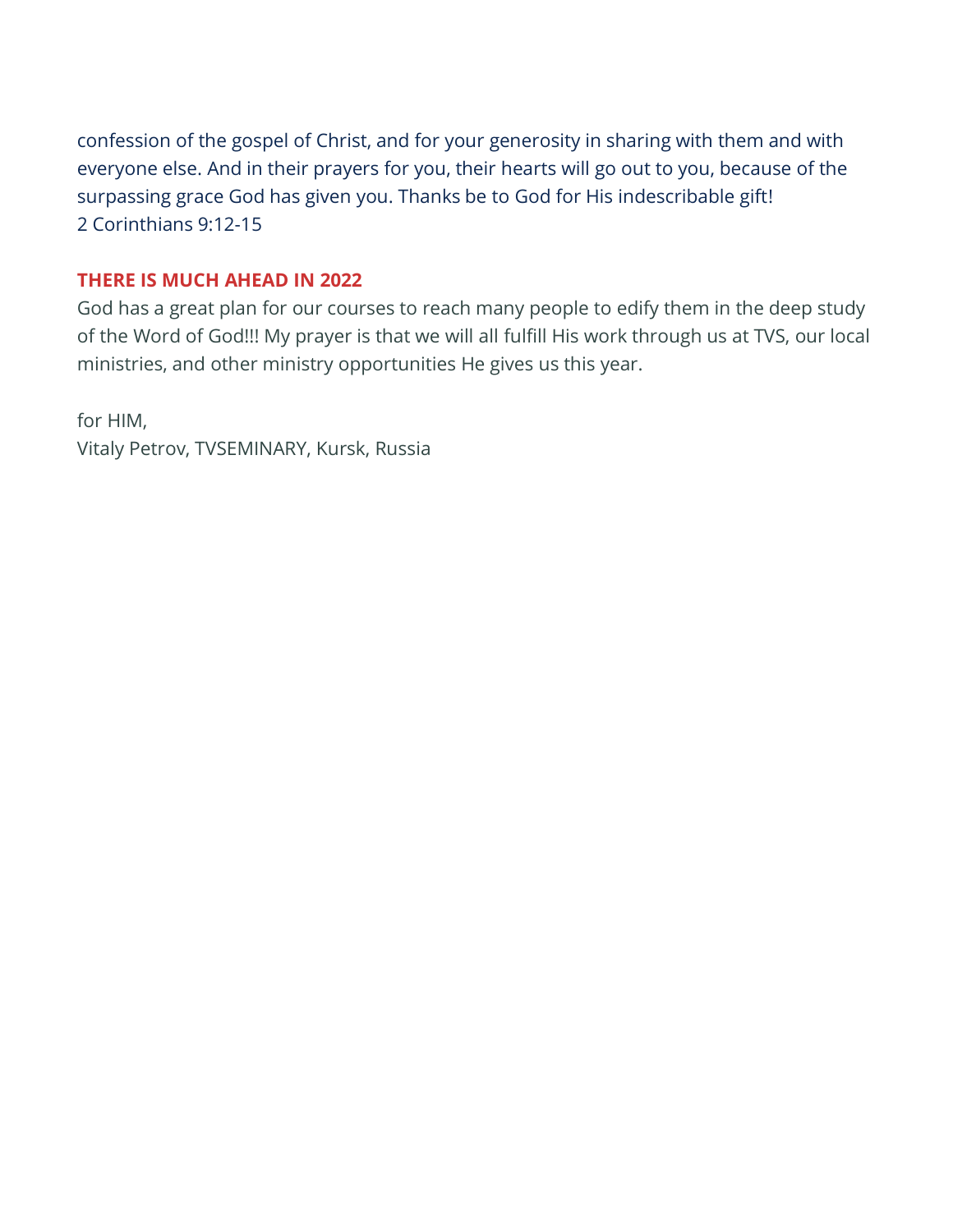confession of the gospel of Christ, and for your generosity in sharing with them and with everyone else. And in their prayers for you, their hearts will go out to you, because of the surpassing grace God has given you. Thanks be to God for His indescribable gift!
2 Corinthians 9:12-15

### THERE IS MUCH AHEAD IN 2022

God has a great plan for our courses to reach many people to edify them in the deep study of the Word of God!!! My prayer is that we will all fulfill His work through us at TVS, our local ministries, and other ministry opportunities He gives us this year.

for HIM,
Vitaly Petrov, TVSEMINARY, Kursk, Russia